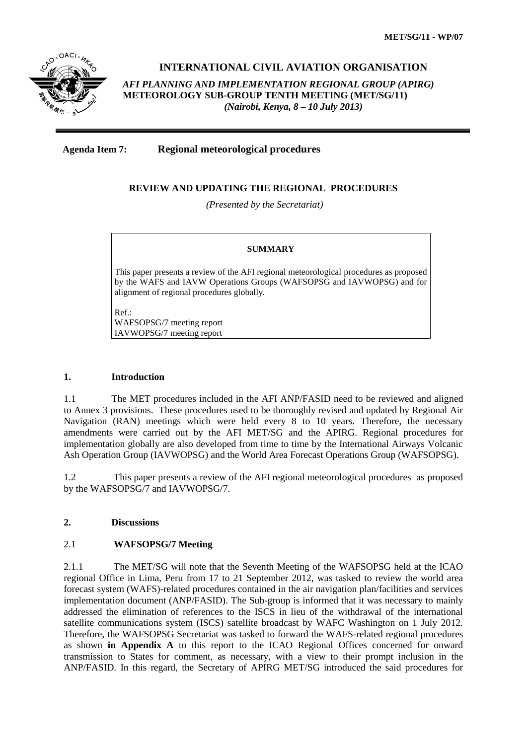MET/SG/11 - WP/07

# INTERNATIONAL CIVIL AVIATION ORGANISATION

***AFI PLANNING AND IMPLEMENTATION REGIONAL GROUP (APIRG)***
**METEOROLOGY SUB-GROUP TENTH MEETING (MET/SG/11)**
***(Nairobi, Kenya, 8 – 10 July 2013)***

---

**Agenda Item 7: Regional meteorological procedures**

## REVIEW AND UPDATING THE REGIONAL PROCEDURES

*(Presented by the Secretariat)*

**SUMMARY**

This paper presents a review of the AFI regional meteorological procedures as proposed by the WAFS and IAVW Operations Groups (WAFSOPSG and IAVWOPSG) and for alignment of regional procedures globally.

Ref.:
WAFSOPSG/7 meeting report
IAVWOPSG/7 meeting report

## 1. Introduction

1.1 The MET procedures included in the AFI ANP/FASID need to be reviewed and aligned to Annex 3 provisions. These procedures used to be thoroughly revised and updated by Regional Air Navigation (RAN) meetings which were held every 8 to 10 years. Therefore, the necessary amendments were carried out by the AFI MET/SG and the APIRG. Regional procedures for implementation globally are also developed from time to time by the International Airways Volcanic Ash Operation Group (IAVWOPSG) and the World Area Forecast Operations Group (WAFSOPSG).

1.2 This paper presents a review of the AFI regional meteorological procedures as proposed by the WAFSOPSG/7 and IAVWOPSG/7.

## 2. Discussions

### 2.1 WAFSOPSG/7 Meeting

2.1.1 The MET/SG will note that the Seventh Meeting of the WAFSOPSG held at the ICAO regional Office in Lima, Peru from 17 to 21 September 2012, was tasked to review the world area forecast system (WAFS)-related procedures contained in the air navigation plan/facilities and services implementation document (ANP/FASID). The Sub-group is informed that it was necessary to mainly addressed the elimination of references to the ISCS in lieu of the withdrawal of the international satellite communications system (ISCS) satellite broadcast by WAFC Washington on 1 July 2012. Therefore, the WAFSOPSG Secretariat was tasked to forward the WAFS-related regional procedures as shown **in Appendix A** to this report to the ICAO Regional Offices concerned for onward transmission to States for comment, as necessary, with a view to their prompt inclusion in the ANP/FASID. In this regard, the Secretary of APIRG MET/SG introduced the said procedures for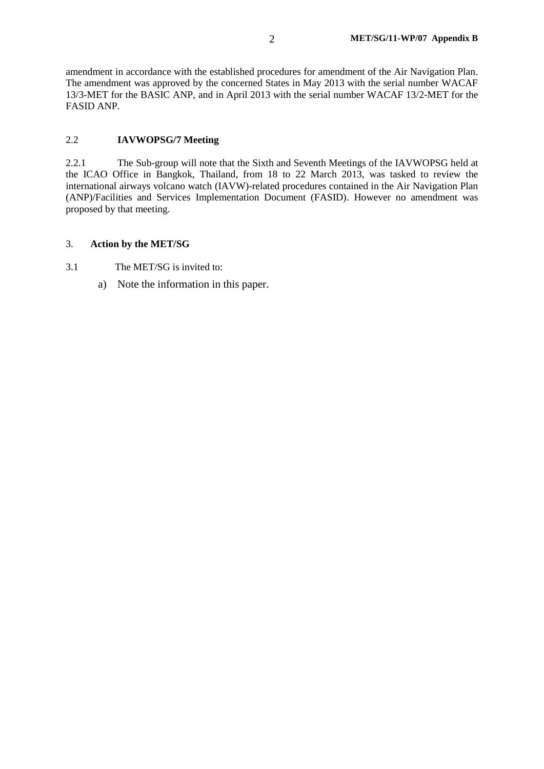amendment in accordance with the established procedures for amendment of the Air Navigation Plan. The amendment was approved by the concerned States in May 2013 with the serial number WACAF 13/3-MET for the BASIC ANP, and in April 2013 with the serial number WACAF 13/2-MET for the FASID ANP.

### 2.2 IAVWOPSG/7 Meeting

2.2.1 The Sub-group will note that the Sixth and Seventh Meetings of the IAVWOPSG held at the ICAO Office in Bangkok, Thailand, from 18 to 22 March 2013, was tasked to review the international airways volcano watch (IAVW)-related procedures contained in the Air Navigation Plan (ANP)/Facilities and Services Implementation Document (FASID). However no amendment was proposed by that meeting.

## 3. Action by the MET/SG

3.1 The MET/SG is invited to:

a) Note the information in this paper.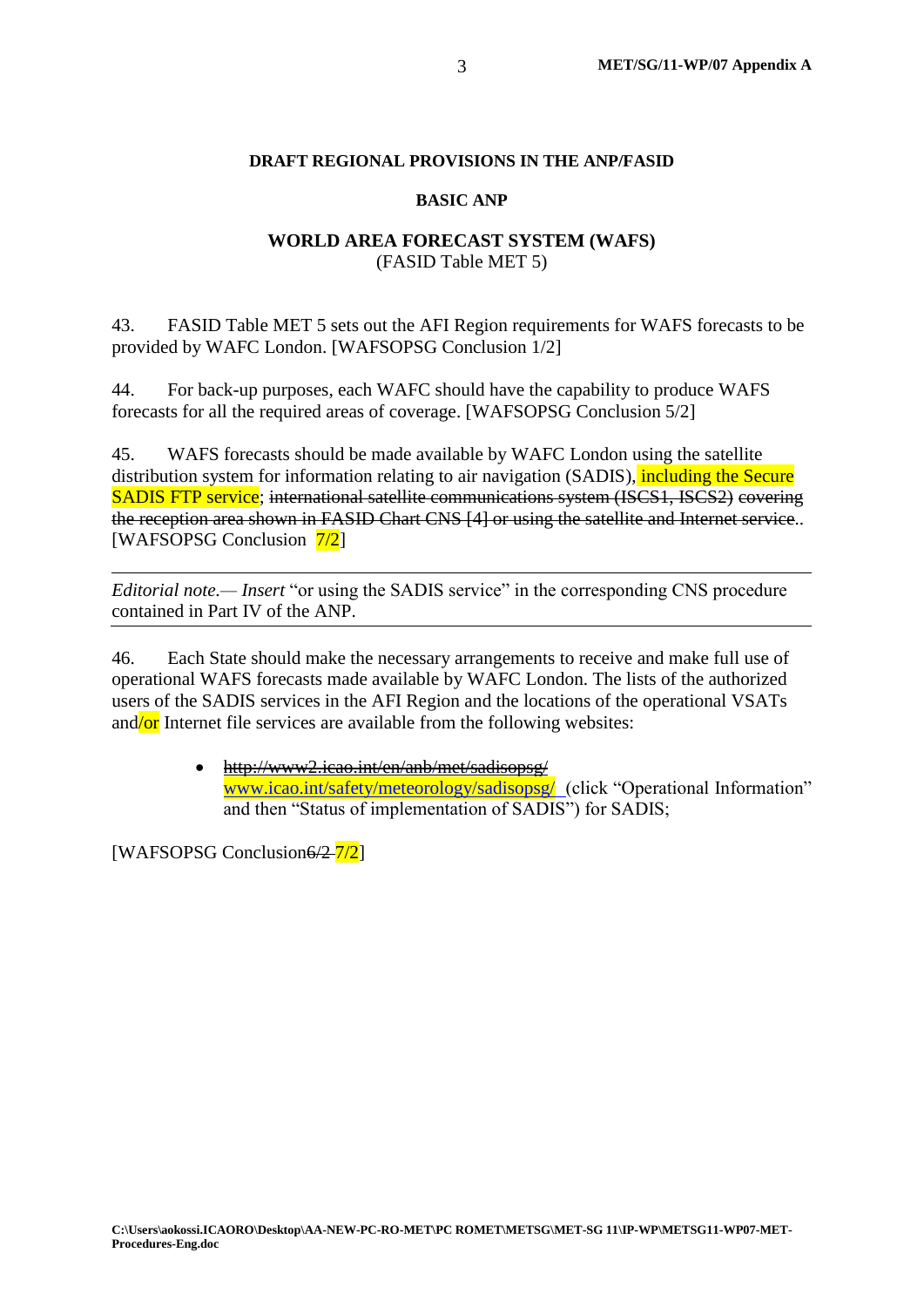**DRAFT REGIONAL PROVISIONS IN THE ANP/FASID**

**BASIC ANP**

**WORLD AREA FORECAST SYSTEM (WAFS)**
(FASID Table MET 5)

43. FASID Table MET 5 sets out the AFI Region requirements for WAFS forecasts to be provided by WAFC London. [WAFSOPSG Conclusion 1/2]

44. For back-up purposes, each WAFC should have the capability to produce WAFS forecasts for all the required areas of coverage. [WAFSOPSG Conclusion 5/2]

45. WAFS forecasts should be made available by WAFC London using the satellite distribution system for information relating to air navigation (SADIS), including the Secure SADIS FTP service; ~~international satellite communications system (ISCS1, ISCS2) covering the reception area shown in FASID Chart CNS [4] or using the satellite and Internet service~~.. [WAFSOPSG Conclusion 7/2]

---

*Editorial note.— Insert* "or using the SADIS service" in the corresponding CNS procedure contained in Part IV of the ANP.

---

46. Each State should make the necessary arrangements to receive and make full use of operational WAFS forecasts made available by WAFC London. The lists of the authorized users of the SADIS services in the AFI Region and the locations of the operational VSATs and/or Internet file services are available from the following websites:

- ~~http://www2.icao.int/en/anb/met/sadisopsg/~~ www.icao.int/safety/meteorology/sadisopsg/ (click "Operational Information" and then "Status of implementation of SADIS") for SADIS;

[WAFSOPSG Conclusion~~6/2~~ 7/2]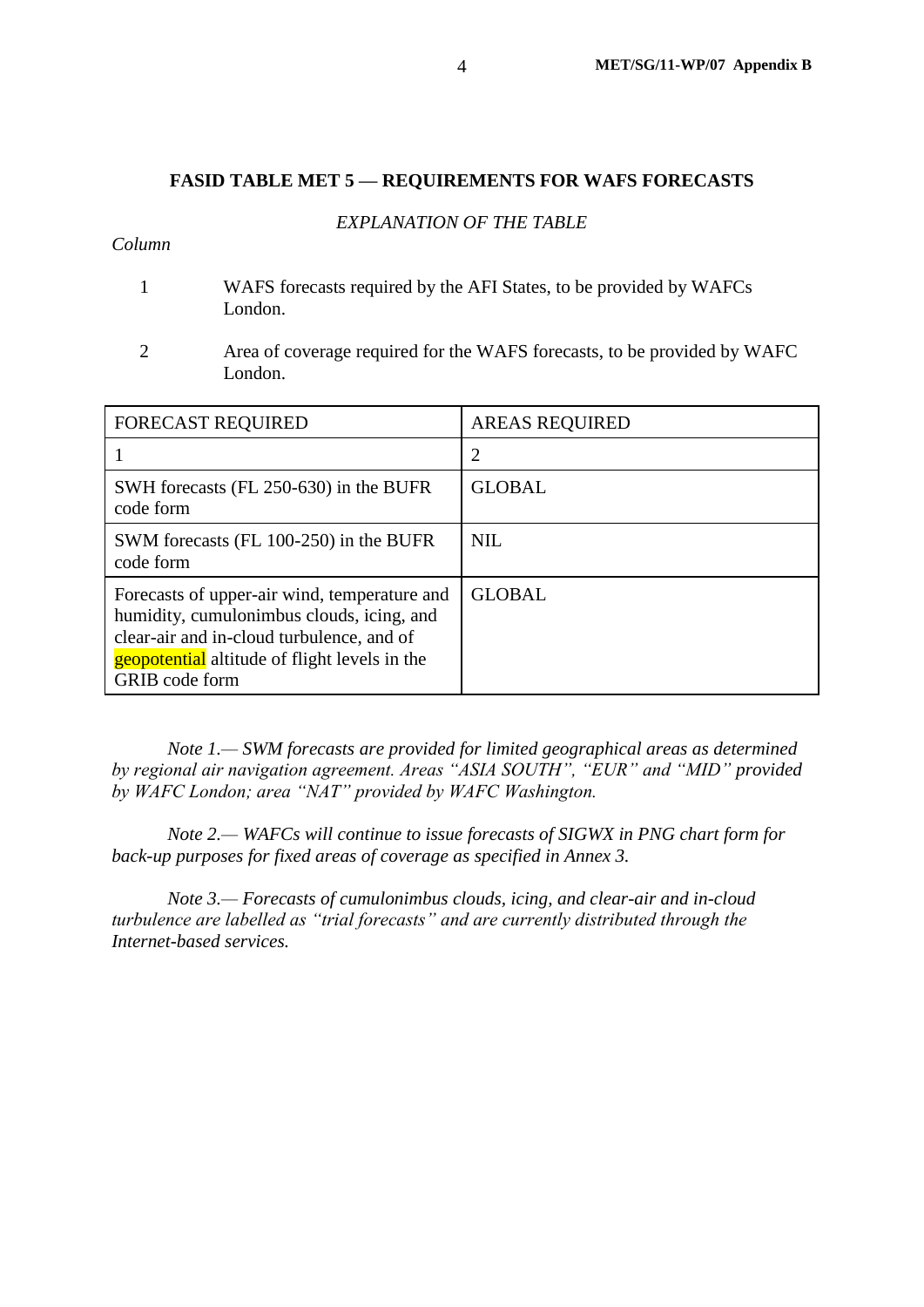**FASID TABLE MET 5 — REQUIREMENTS FOR WAFS FORECASTS**

*EXPLANATION OF THE TABLE*

*Column*

1 WAFS forecasts required by the AFI States, to be provided by WAFCs London.

2 Area of coverage required for the WAFS forecasts, to be provided by WAFC London.

| FORECAST REQUIRED | AREAS REQUIRED |
| --- | --- |
| 1 | 2 |
| SWH forecasts (FL 250-630) in the BUFR code form | GLOBAL |
| SWM forecasts (FL 100-250) in the BUFR code form | NIL |
| Forecasts of upper-air wind, temperature and humidity, cumulonimbus clouds, icing, and clear-air and in-cloud turbulence, and of geopotential altitude of flight levels in the GRIB code form | GLOBAL |

*Note 1.— SWM forecasts are provided for limited geographical areas as determined by regional air navigation agreement. Areas "ASIA SOUTH", "EUR" and "MID" provided by WAFC London; area "NAT" provided by WAFC Washington.*

*Note 2.— WAFCs will continue to issue forecasts of SIGWX in PNG chart form for back-up purposes for fixed areas of coverage as specified in Annex 3.*

*Note 3.— Forecasts of cumulonimbus clouds, icing, and clear-air and in-cloud turbulence are labelled as "trial forecasts" and are currently distributed through the Internet-based services.*